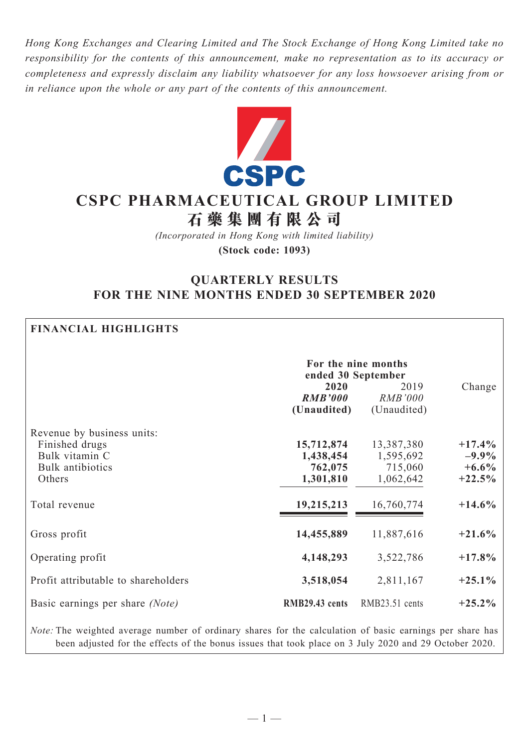*Hong Kong Exchanges and Clearing Limited and The Stock Exchange of Hong Kong Limited take no responsibility for the contents of this announcement, make no representation as to its accuracy or completeness and expressly disclaim any liability whatsoever for any loss howsoever arising from or in reliance upon the whole or any part of the contents of this announcement.*

CSPC

# CSPC PHARMACEUTICAL GROUP LIMITED
# 石藥集團有限公司

*(Incorporated in Hong Kong with limited liability)*

**(Stock code: 1093)**

## QUARTERLY RESULTS
## FOR THE NINE MONTHS ENDED 30 SEPTEMBER 2020

### FINANCIAL HIGHLIGHTS

| | For the nine months ended 30 September | | |
|---|---|---|---|
| | **2020** | 2019 | Change |
| | ***RMB'000*** | *RMB'000* | |
| | **(Unaudited)** | (Unaudited) | |
| Revenue by business units: | | | |
| Finished drugs | **15,712,874** | 13,387,380 | **+17.4%** |
| Bulk vitamin C | **1,438,454** | 1,595,692 | **–9.9%** |
| Bulk antibiotics | **762,075** | 715,060 | **+6.6%** |
| Others | **1,301,810** | 1,062,642 | **+22.5%** |
| Total revenue | **19,215,213** | 16,760,774 | **+14.6%** |
| Gross profit | **14,455,889** | 11,887,616 | **+21.6%** |
| Operating profit | **4,148,293** | 3,522,786 | **+17.8%** |
| Profit attributable to shareholders | **3,518,054** | 2,811,167 | **+25.1%** |
| Basic earnings per share *(Note)* | **RMB29.43 cents** | RMB23.51 cents | **+25.2%** |

*Note:* The weighted average number of ordinary shares for the calculation of basic earnings per share has been adjusted for the effects of the bonus issues that took place on 3 July 2020 and 29 October 2020.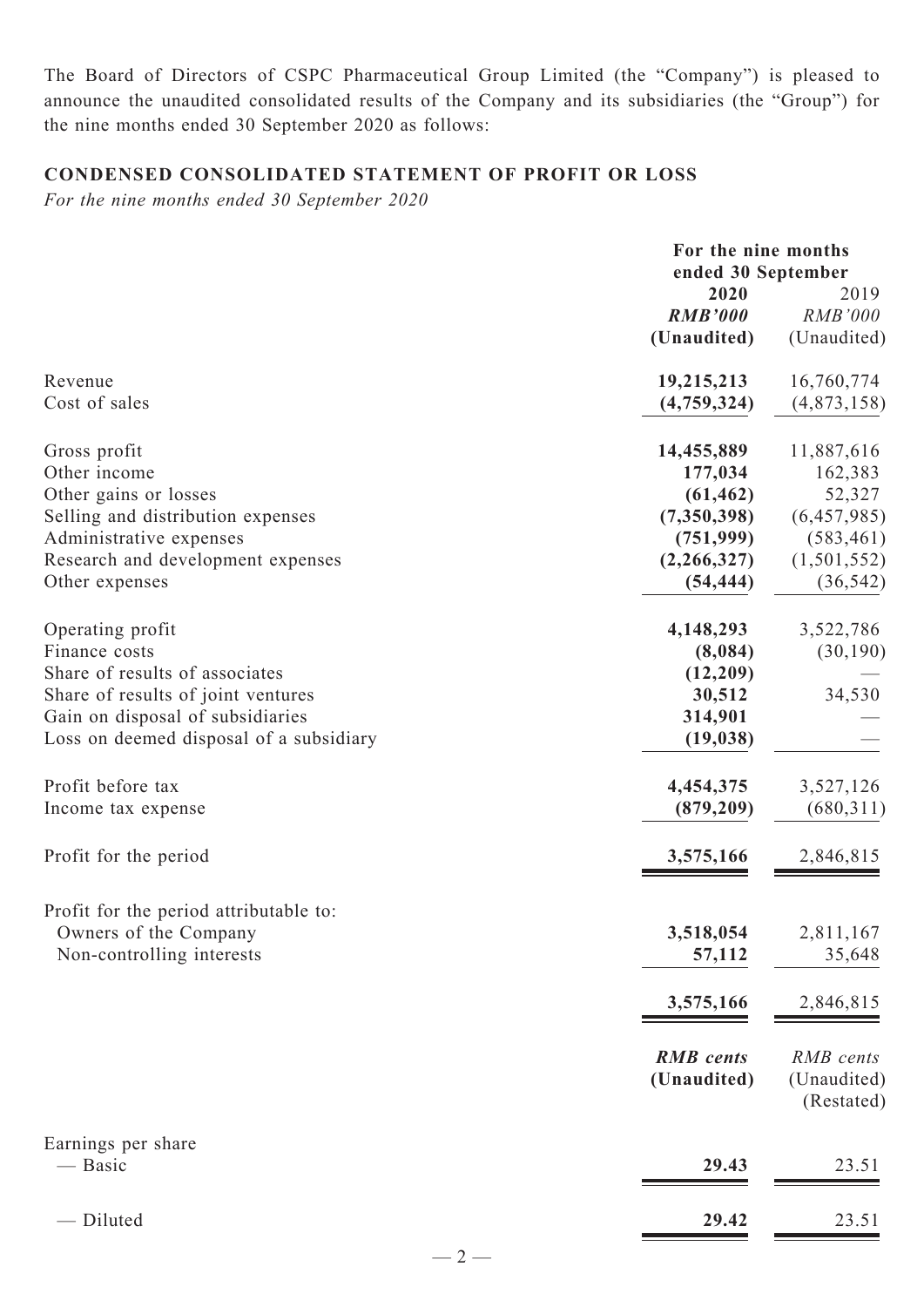The Board of Directors of CSPC Pharmaceutical Group Limited (the "Company") is pleased to announce the unaudited consolidated results of the Company and its subsidiaries (the "Group") for the nine months ended 30 September 2020 as follows:

## CONDENSED CONSOLIDATED STATEMENT OF PROFIT OR LOSS

*For the nine months ended 30 September 2020*

| | For the nine months ended 30 September | |
|---|---|---|
| | **2020** | 2019 |
| | ***RMB'000*** | *RMB'000* |
| | **(Unaudited)** | (Unaudited) |
| Revenue | **19,215,213** | 16,760,774 |
| Cost of sales | **(4,759,324)** | (4,873,158) |
| Gross profit | **14,455,889** | 11,887,616 |
| Other income | **177,034** | 162,383 |
| Other gains or losses | **(61,462)** | 52,327 |
| Selling and distribution expenses | **(7,350,398)** | (6,457,985) |
| Administrative expenses | **(751,999)** | (583,461) |
| Research and development expenses | **(2,266,327)** | (1,501,552) |
| Other expenses | **(54,444)** | (36,542) |
| Operating profit | **4,148,293** | 3,522,786 |
| Finance costs | **(8,084)** | (30,190) |
| Share of results of associates | **(12,209)** | — |
| Share of results of joint ventures | **30,512** | 34,530 |
| Gain on disposal of subsidiaries | **314,901** | — |
| Loss on deemed disposal of a subsidiary | **(19,038)** | — |
| Profit before tax | **4,454,375** | 3,527,126 |
| Income tax expense | **(879,209)** | (680,311) |
| Profit for the period | **3,575,166** | 2,846,815 |
| Profit for the period attributable to: | | |
| Owners of the Company | **3,518,054** | 2,811,167 |
| Non-controlling interests | **57,112** | 35,648 |
| | **3,575,166** | 2,846,815 |
| | ***RMB cents*** | *RMB cents* |
| | **(Unaudited)** | (Unaudited) (Restated) |
| Earnings per share | | |
| — Basic | **29.43** | 23.51 |
| — Diluted | **29.42** | 23.51 |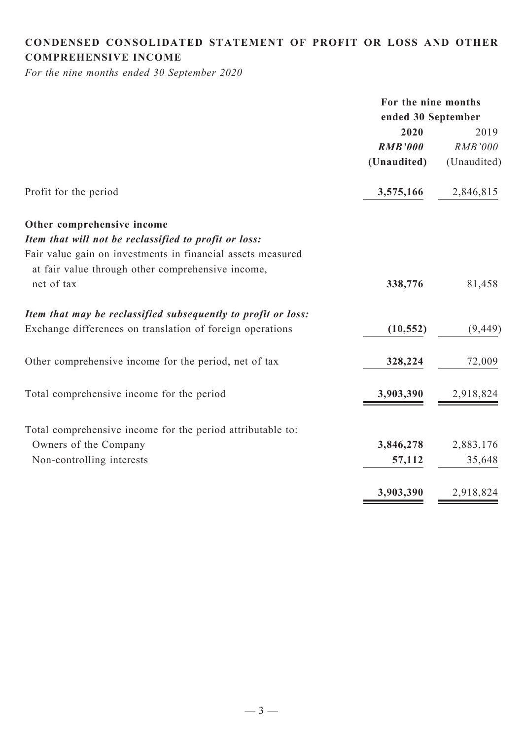## CONDENSED CONSOLIDATED STATEMENT OF PROFIT OR LOSS AND OTHER COMPREHENSIVE INCOME

*For the nine months ended 30 September 2020*

| | For the nine months ended 30 September | |
|---|---|---|
| | **2020** | 2019 |
| | ***RMB'000*** | *RMB'000* |
| | **(Unaudited)** | (Unaudited) |
| Profit for the period | **3,575,166** | 2,846,815 |
| **Other comprehensive income** | | |
| ***Item that will not be reclassified to profit or loss:*** | | |
| Fair value gain on investments in financial assets measured at fair value through other comprehensive income, net of tax | **338,776** | 81,458 |
| ***Item that may be reclassified subsequently to profit or loss:*** | | |
| Exchange differences on translation of foreign operations | **(10,552)** | (9,449) |
| Other comprehensive income for the period, net of tax | **328,224** | 72,009 |
| Total comprehensive income for the period | **3,903,390** | 2,918,824 |
| Total comprehensive income for the period attributable to: | | |
| Owners of the Company | **3,846,278** | 2,883,176 |
| Non-controlling interests | **57,112** | 35,648 |
| | **3,903,390** | 2,918,824 |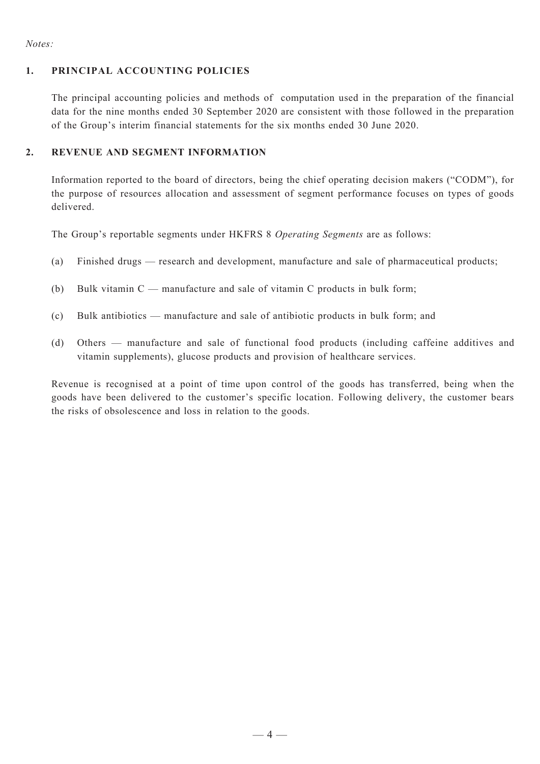*Notes:*

## 1. PRINCIPAL ACCOUNTING POLICIES

The principal accounting policies and methods of computation used in the preparation of the financial data for the nine months ended 30 September 2020 are consistent with those followed in the preparation of the Group's interim financial statements for the six months ended 30 June 2020.

## 2. REVENUE AND SEGMENT INFORMATION

Information reported to the board of directors, being the chief operating decision makers ("CODM"), for the purpose of resources allocation and assessment of segment performance focuses on types of goods delivered.

The Group's reportable segments under HKFRS 8 *Operating Segments* are as follows:

(a) Finished drugs — research and development, manufacture and sale of pharmaceutical products;

(b) Bulk vitamin C — manufacture and sale of vitamin C products in bulk form;

(c) Bulk antibiotics — manufacture and sale of antibiotic products in bulk form; and

(d) Others — manufacture and sale of functional food products (including caffeine additives and vitamin supplements), glucose products and provision of healthcare services.

Revenue is recognised at a point of time upon control of the goods has transferred, being when the goods have been delivered to the customer's specific location. Following delivery, the customer bears the risks of obsolescence and loss in relation to the goods.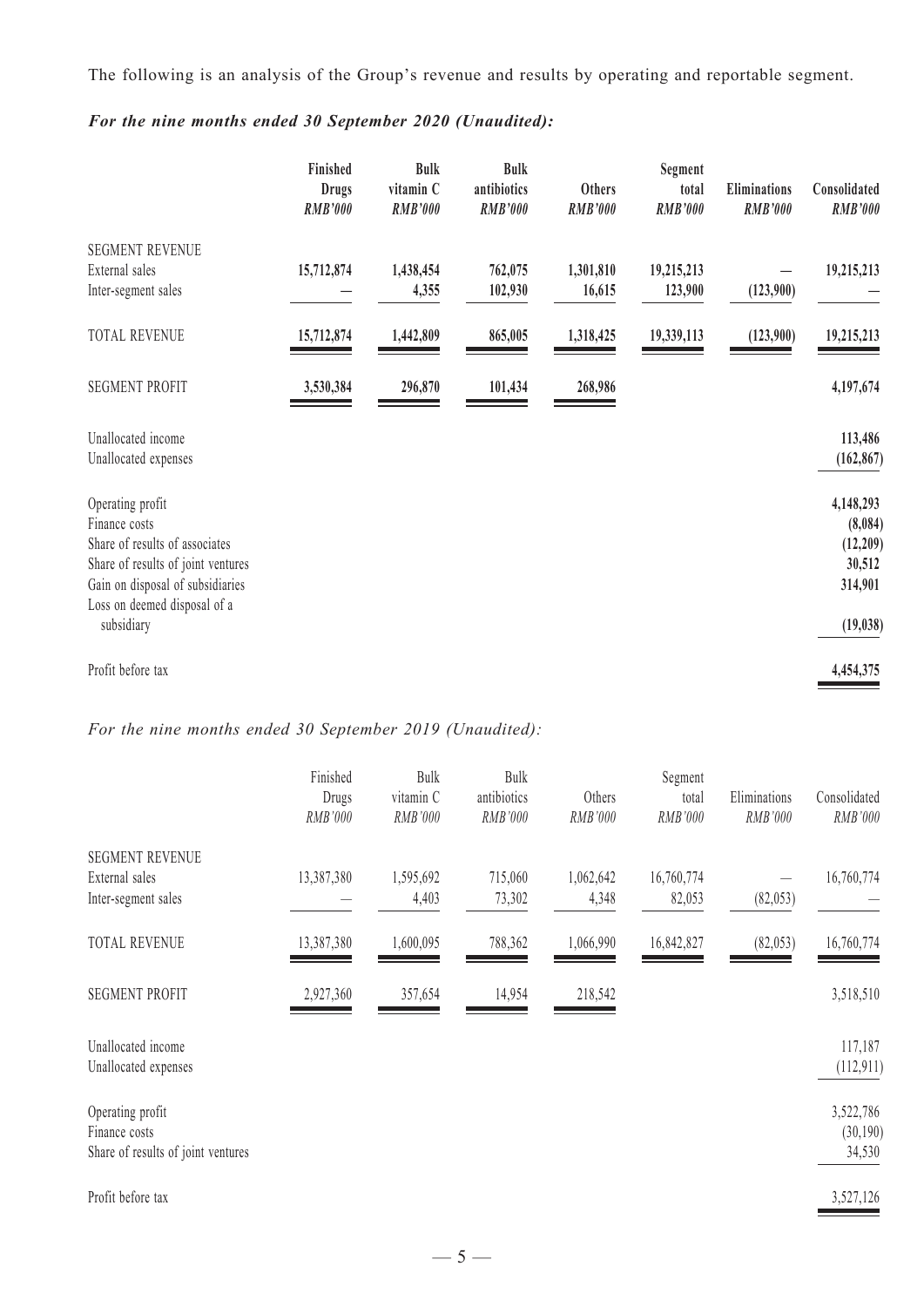The following is an analysis of the Group's revenue and results by operating and reportable segment.

***For the nine months ended 30 September 2020 (Unaudited):***

| | **Finished Drugs** *RMB'000* | **Bulk vitamin C** *RMB'000* | **Bulk antibiotics** *RMB'000* | **Others** *RMB'000* | **Segment total** *RMB'000* | **Eliminations** *RMB'000* | **Consolidated** *RMB'000* |
|---|---|---|---|---|---|---|---|
| SEGMENT REVENUE | | | | | | | |
| External sales | **15,712,874** | **1,438,454** | **762,075** | **1,301,810** | **19,215,213** | **—** | **19,215,213** |
| Inter-segment sales | **—** | **4,355** | **102,930** | **16,615** | **123,900** | **(123,900)** | **—** |
| TOTAL REVENUE | **15,712,874** | **1,442,809** | **865,005** | **1,318,425** | **19,339,113** | **(123,900)** | **19,215,213** |
| SEGMENT PROFIT | **3,530,384** | **296,870** | **101,434** | **268,986** | | | **4,197,674** |
| Unallocated income | | | | | | | **113,486** |
| Unallocated expenses | | | | | | | **(162,867)** |
| Operating profit | | | | | | | **4,148,293** |
| Finance costs | | | | | | | **(8,084)** |
| Share of results of associates | | | | | | | **(12,209)** |
| Share of results of joint ventures | | | | | | | **30,512** |
| Gain on disposal of subsidiaries | | | | | | | **314,901** |
| Loss on deemed disposal of a subsidiary | | | | | | | **(19,038)** |
| Profit before tax | | | | | | | **4,454,375** |

*For the nine months ended 30 September 2019 (Unaudited):*

| | Finished Drugs *RMB'000* | Bulk vitamin C *RMB'000* | Bulk antibiotics *RMB'000* | Others *RMB'000* | Segment total *RMB'000* | Eliminations *RMB'000* | Consolidated *RMB'000* |
|---|---|---|---|---|---|---|---|
| SEGMENT REVENUE | | | | | | | |
| External sales | 13,387,380 | 1,595,692 | 715,060 | 1,062,642 | 16,760,774 | — | 16,760,774 |
| Inter-segment sales | — | 4,403 | 73,302 | 4,348 | 82,053 | (82,053) | — |
| TOTAL REVENUE | 13,387,380 | 1,600,095 | 788,362 | 1,066,990 | 16,842,827 | (82,053) | 16,760,774 |
| SEGMENT PROFIT | 2,927,360 | 357,654 | 14,954 | 218,542 | | | 3,518,510 |
| Unallocated income | | | | | | | 117,187 |
| Unallocated expenses | | | | | | | (112,911) |
| Operating profit | | | | | | | 3,522,786 |
| Finance costs | | | | | | | (30,190) |
| Share of results of joint ventures | | | | | | | 34,530 |
| Profit before tax | | | | | | | 3,527,126 |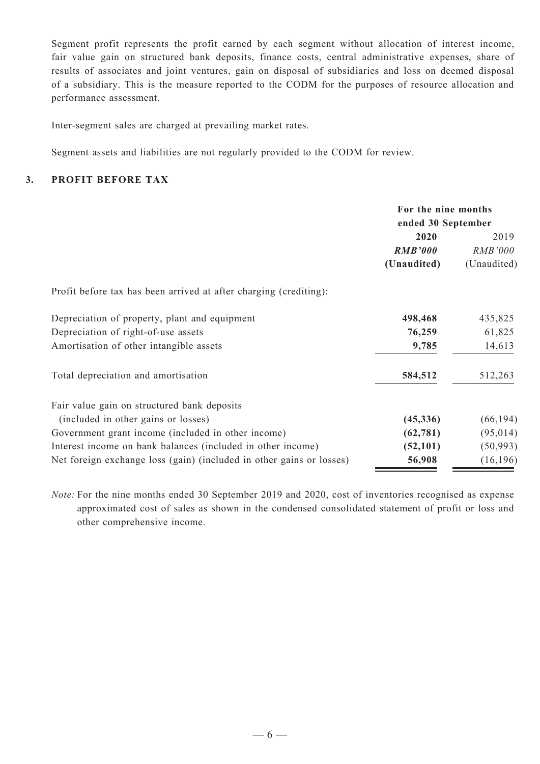Segment profit represents the profit earned by each segment without allocation of interest income, fair value gain on structured bank deposits, finance costs, central administrative expenses, share of results of associates and joint ventures, gain on disposal of subsidiaries and loss on deemed disposal of a subsidiary. This is the measure reported to the CODM for the purposes of resource allocation and performance assessment.

Inter-segment sales are charged at prevailing market rates.

Segment assets and liabilities are not regularly provided to the CODM for review.

## 3. PROFIT BEFORE TAX

| | For the nine months ended 30 September | |
|---|---|---|
| | **2020** | 2019 |
| | ***RMB'000*** | *RMB'000* |
| | **(Unaudited)** | (Unaudited) |
| Profit before tax has been arrived at after charging (crediting): | | |
| Depreciation of property, plant and equipment | **498,468** | 435,825 |
| Depreciation of right-of-use assets | **76,259** | 61,825 |
| Amortisation of other intangible assets | **9,785** | 14,613 |
| Total depreciation and amortisation | **584,512** | 512,263 |
| Fair value gain on structured bank deposits (included in other gains or losses) | **(45,336)** | (66,194) |
| Government grant income (included in other income) | **(62,781)** | (95,014) |
| Interest income on bank balances (included in other income) | **(52,101)** | (50,993) |
| Net foreign exchange loss (gain) (included in other gains or losses) | **56,908** | (16,196) |

*Note:* For the nine months ended 30 September 2019 and 2020, cost of inventories recognised as expense approximated cost of sales as shown in the condensed consolidated statement of profit or loss and other comprehensive income.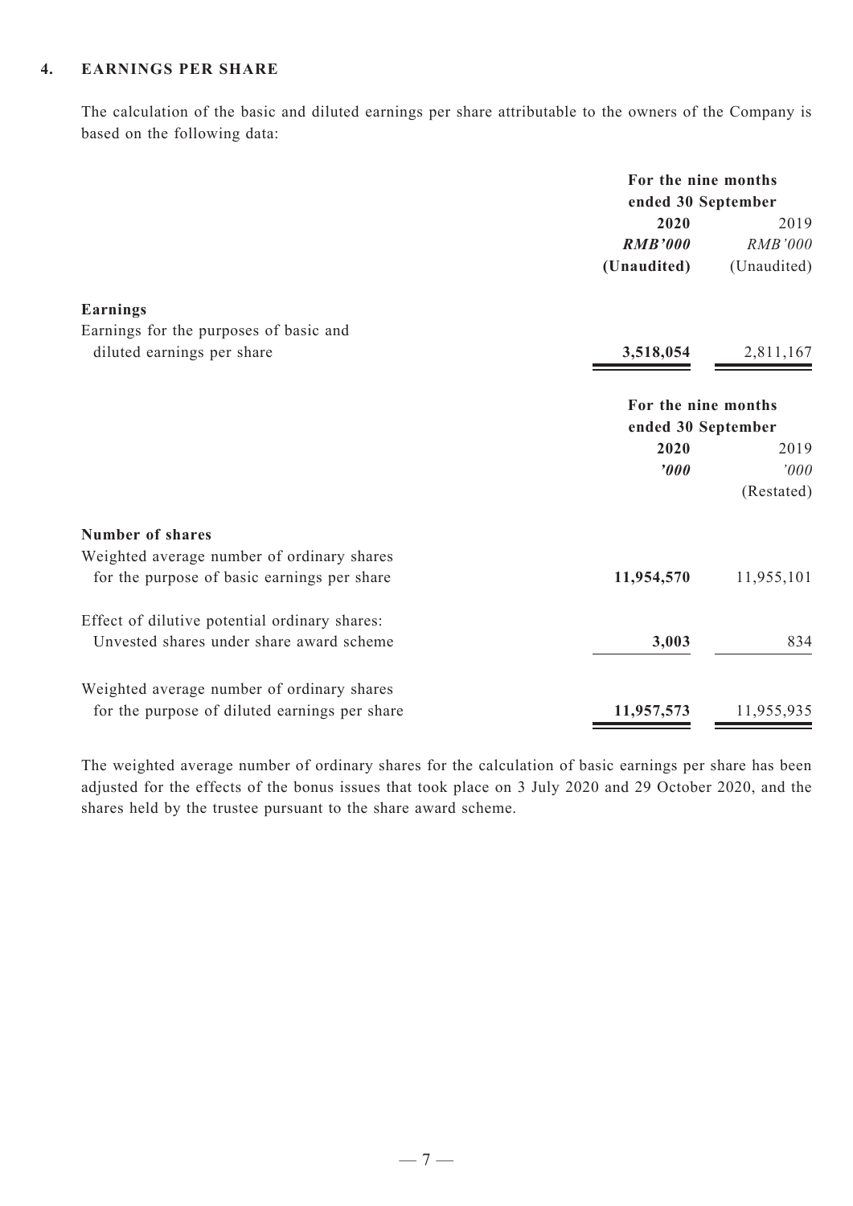### 4. EARNINGS PER SHARE

The calculation of the basic and diluted earnings per share attributable to the owners of the Company is based on the following data:

| | For the nine months ended 30 September | |
|---|---|---|
| | **2020** | 2019 |
| | ***RMB'000*** | *RMB'000* |
| | **(Unaudited)** | (Unaudited) |
| **Earnings** | | |
| Earnings for the purposes of basic and diluted earnings per share | **3,518,054** | 2,811,167 |

| | For the nine months ended 30 September | |
|---|---|---|
| | **2020** | 2019 |
| | ***'000*** | *'000* |
| | | (Restated) |
| **Number of shares** | | |
| Weighted average number of ordinary shares for the purpose of basic earnings per share | **11,954,570** | 11,955,101 |
| Effect of dilutive potential ordinary shares: Unvested shares under share award scheme | **3,003** | 834 |
| Weighted average number of ordinary shares for the purpose of diluted earnings per share | **11,957,573** | 11,955,935 |

The weighted average number of ordinary shares for the calculation of basic earnings per share has been adjusted for the effects of the bonus issues that took place on 3 July 2020 and 29 October 2020, and the shares held by the trustee pursuant to the share award scheme.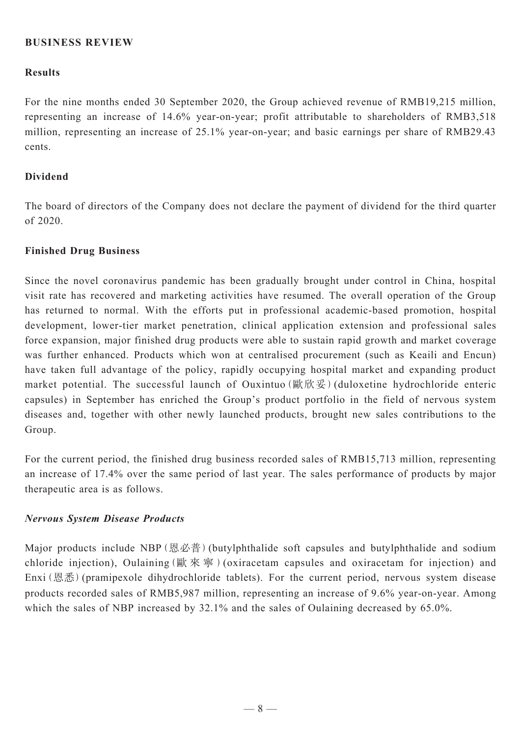## BUSINESS REVIEW

### Results

For the nine months ended 30 September 2020, the Group achieved revenue of RMB19,215 million, representing an increase of 14.6% year-on-year; profit attributable to shareholders of RMB3,518 million, representing an increase of 25.1% year-on-year; and basic earnings per share of RMB29.43 cents.

### Dividend

The board of directors of the Company does not declare the payment of dividend for the third quarter of 2020.

### Finished Drug Business

Since the novel coronavirus pandemic has been gradually brought under control in China, hospital visit rate has recovered and marketing activities have resumed. The overall operation of the Group has returned to normal. With the efforts put in professional academic-based promotion, hospital development, lower-tier market penetration, clinical application extension and professional sales force expansion, major finished drug products were able to sustain rapid growth and market coverage was further enhanced. Products which won at centralised procurement (such as Keaili and Encun) have taken full advantage of the policy, rapidly occupying hospital market and expanding product market potential. The successful launch of Ouxintuo (歐欣妥) (duloxetine hydrochloride enteric capsules) in September has enriched the Group's product portfolio in the field of nervous system diseases and, together with other newly launched products, brought new sales contributions to the Group.

For the current period, the finished drug business recorded sales of RMB15,713 million, representing an increase of 17.4% over the same period of last year. The sales performance of products by major therapeutic area is as follows.

#### *Nervous System Disease Products*

Major products include NBP (恩必普) (butylphthalide soft capsules and butylphthalide and sodium chloride injection), Oulaining (歐來寧) (oxiracetam capsules and oxiracetam for injection) and Enxi (恩悉) (pramipexole dihydrochloride tablets). For the current period, nervous system disease products recorded sales of RMB5,987 million, representing an increase of 9.6% year-on-year. Among which the sales of NBP increased by 32.1% and the sales of Oulaining decreased by 65.0%.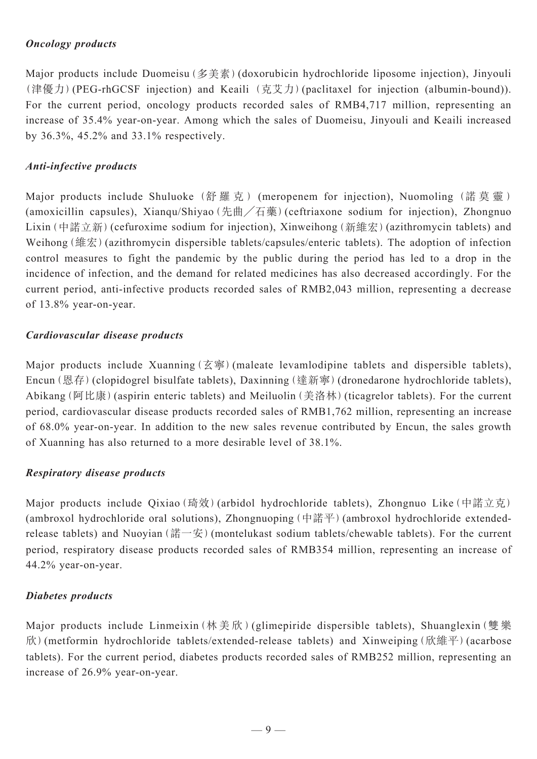*Oncology products*

Major products include Duomeisu (多美素) (doxorubicin hydrochloride liposome injection), Jinyouli (津優力) (PEG-rhGCSF injection) and Keaili (克艾力) (paclitaxel for injection (albumin-bound)). For the current period, oncology products recorded sales of RMB4,717 million, representing an increase of 35.4% year-on-year. Among which the sales of Duomeisu, Jinyouli and Keaili increased by 36.3%, 45.2% and 33.1% respectively.

*Anti-infective products*

Major products include Shuluoke (舒羅克) (meropenem for injection), Nuomoling (諾莫靈) (amoxicillin capsules), Xianqu/Shiyao (先曲／石藥) (ceftriaxone sodium for injection), Zhongnuo Lixin (中諾立新) (cefuroxime sodium for injection), Xinweihong (新維宏) (azithromycin tablets) and Weihong (維宏) (azithromycin dispersible tablets/capsules/enteric tablets). The adoption of infection control measures to fight the pandemic by the public during the period has led to a drop in the incidence of infection, and the demand for related medicines has also decreased accordingly. For the current period, anti-infective products recorded sales of RMB2,043 million, representing a decrease of 13.8% year-on-year.

*Cardiovascular disease products*

Major products include Xuanning (玄寧) (maleate levamlodipine tablets and dispersible tablets), Encun (恩存) (clopidogrel bisulfate tablets), Daxinning (達新寧) (dronedarone hydrochloride tablets), Abikang (阿比康) (aspirin enteric tablets) and Meiluolin (美洛林) (ticagrelor tablets). For the current period, cardiovascular disease products recorded sales of RMB1,762 million, representing an increase of 68.0% year-on-year. In addition to the new sales revenue contributed by Encun, the sales growth of Xuanning has also returned to a more desirable level of 38.1%.

*Respiratory disease products*

Major products include Qixiao (琦效) (arbidol hydrochloride tablets), Zhongnuo Like (中諾立克) (ambroxol hydrochloride oral solutions), Zhongnuoping (中諾平) (ambroxol hydrochloride extended-release tablets) and Nuoyian (諾一安) (montelukast sodium tablets/chewable tablets). For the current period, respiratory disease products recorded sales of RMB354 million, representing an increase of 44.2% year-on-year.

*Diabetes products*

Major products include Linmeixin (林美欣) (glimepiride dispersible tablets), Shuanglexin (雙樂欣) (metformin hydrochloride tablets/extended-release tablets) and Xinweiping (欣維平) (acarbose tablets). For the current period, diabetes products recorded sales of RMB252 million, representing an increase of 26.9% year-on-year.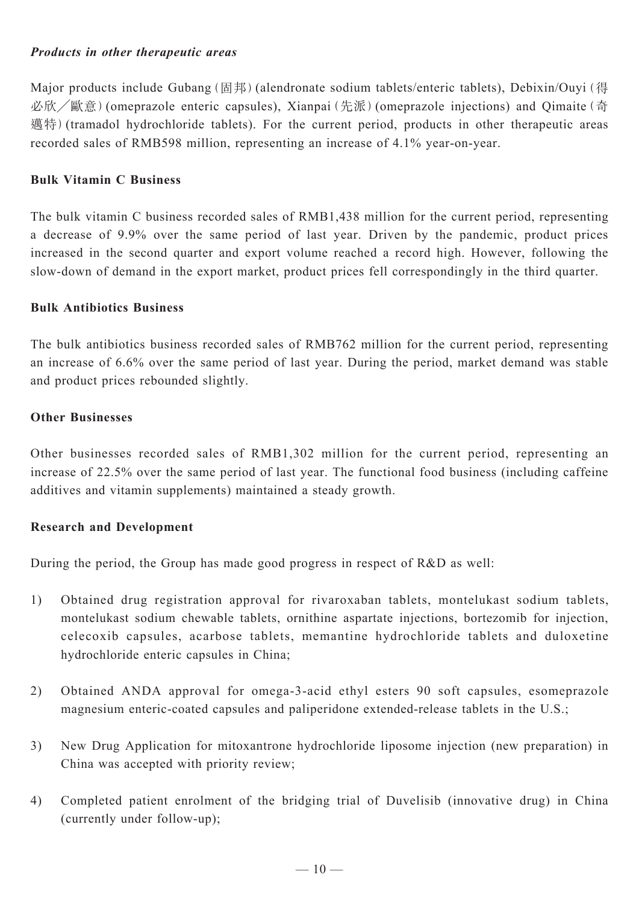***Products in other therapeutic areas***

Major products include Gubang (固邦) (alendronate sodium tablets/enteric tablets), Debixin/Ouyi (得必欣／歐意) (omeprazole enteric capsules), Xianpai (先派) (omeprazole injections) and Qimaite (奇邁特) (tramadol hydrochloride tablets). For the current period, products in other therapeutic areas recorded sales of RMB598 million, representing an increase of 4.1% year-on-year.

**Bulk Vitamin C Business**

The bulk vitamin C business recorded sales of RMB1,438 million for the current period, representing a decrease of 9.9% over the same period of last year. Driven by the pandemic, product prices increased in the second quarter and export volume reached a record high. However, following the slow-down of demand in the export market, product prices fell correspondingly in the third quarter.

**Bulk Antibiotics Business**

The bulk antibiotics business recorded sales of RMB762 million for the current period, representing an increase of 6.6% over the same period of last year. During the period, market demand was stable and product prices rebounded slightly.

**Other Businesses**

Other businesses recorded sales of RMB1,302 million for the current period, representing an increase of 22.5% over the same period of last year. The functional food business (including caffeine additives and vitamin supplements) maintained a steady growth.

**Research and Development**

During the period, the Group has made good progress in respect of R&D as well:

1) Obtained drug registration approval for rivaroxaban tablets, montelukast sodium tablets, montelukast sodium chewable tablets, ornithine aspartate injections, bortezomib for injection, celecoxib capsules, acarbose tablets, memantine hydrochloride tablets and duloxetine hydrochloride enteric capsules in China;

2) Obtained ANDA approval for omega-3-acid ethyl esters 90 soft capsules, esomeprazole magnesium enteric-coated capsules and paliperidone extended-release tablets in the U.S.;

3) New Drug Application for mitoxantrone hydrochloride liposome injection (new preparation) in China was accepted with priority review;

4) Completed patient enrolment of the bridging trial of Duvelisib (innovative drug) in China (currently under follow-up);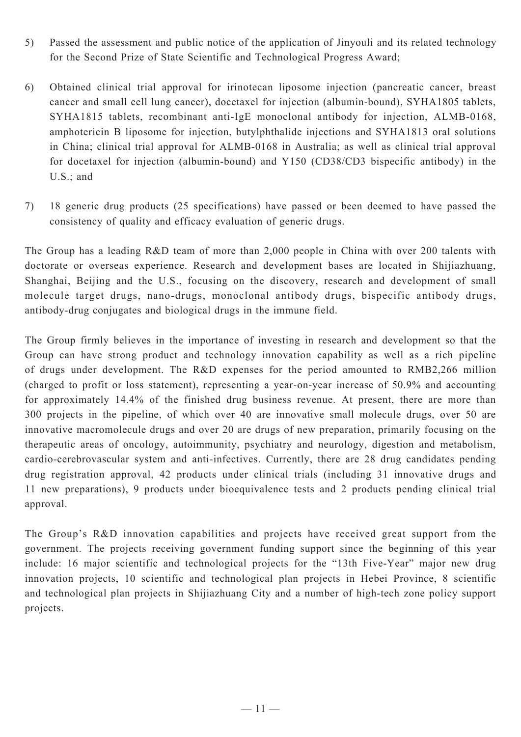5) Passed the assessment and public notice of the application of Jinyouli and its related technology for the Second Prize of State Scientific and Technological Progress Award;

6) Obtained clinical trial approval for irinotecan liposome injection (pancreatic cancer, breast cancer and small cell lung cancer), docetaxel for injection (albumin-bound), SYHA1805 tablets, SYHA1815 tablets, recombinant anti-IgE monoclonal antibody for injection, ALMB-0168, amphotericin B liposome for injection, butylphthalide injections and SYHA1813 oral solutions in China; clinical trial approval for ALMB-0168 in Australia; as well as clinical trial approval for docetaxel for injection (albumin-bound) and Y150 (CD38/CD3 bispecific antibody) in the U.S.; and

7) 18 generic drug products (25 specifications) have passed or been deemed to have passed the consistency of quality and efficacy evaluation of generic drugs.

The Group has a leading R&D team of more than 2,000 people in China with over 200 talents with doctorate or overseas experience. Research and development bases are located in Shijiazhuang, Shanghai, Beijing and the U.S., focusing on the discovery, research and development of small molecule target drugs, nano-drugs, monoclonal antibody drugs, bispecific antibody drugs, antibody-drug conjugates and biological drugs in the immune field.

The Group firmly believes in the importance of investing in research and development so that the Group can have strong product and technology innovation capability as well as a rich pipeline of drugs under development. The R&D expenses for the period amounted to RMB2,266 million (charged to profit or loss statement), representing a year-on-year increase of 50.9% and accounting for approximately 14.4% of the finished drug business revenue. At present, there are more than 300 projects in the pipeline, of which over 40 are innovative small molecule drugs, over 50 are innovative macromolecule drugs and over 20 are drugs of new preparation, primarily focusing on the therapeutic areas of oncology, autoimmunity, psychiatry and neurology, digestion and metabolism, cardio-cerebrovascular system and anti-infectives. Currently, there are 28 drug candidates pending drug registration approval, 42 products under clinical trials (including 31 innovative drugs and 11 new preparations), 9 products under bioequivalence tests and 2 products pending clinical trial approval.

The Group's R&D innovation capabilities and projects have received great support from the government. The projects receiving government funding support since the beginning of this year include: 16 major scientific and technological projects for the "13th Five-Year" major new drug innovation projects, 10 scientific and technological plan projects in Hebei Province, 8 scientific and technological plan projects in Shijiazhuang City and a number of high-tech zone policy support projects.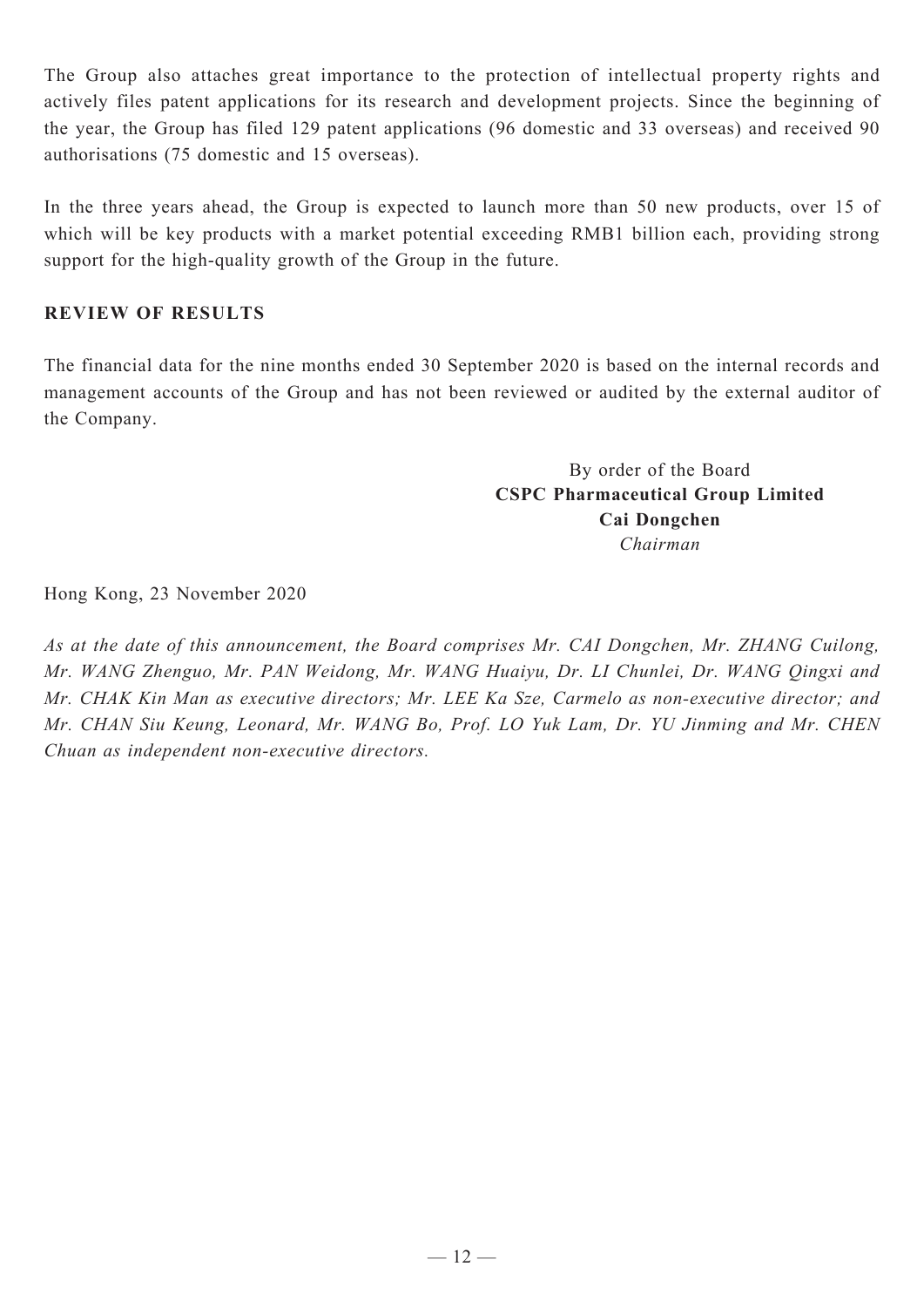The Group also attaches great importance to the protection of intellectual property rights and actively files patent applications for its research and development projects. Since the beginning of the year, the Group has filed 129 patent applications (96 domestic and 33 overseas) and received 90 authorisations (75 domestic and 15 overseas).

In the three years ahead, the Group is expected to launch more than 50 new products, over 15 of which will be key products with a market potential exceeding RMB1 billion each, providing strong support for the high-quality growth of the Group in the future.

## REVIEW OF RESULTS

The financial data for the nine months ended 30 September 2020 is based on the internal records and management accounts of the Group and has not been reviewed or audited by the external auditor of the Company.

By order of the Board
**CSPC Pharmaceutical Group Limited**
**Cai Dongchen**
*Chairman*

Hong Kong, 23 November 2020

*As at the date of this announcement, the Board comprises Mr. CAI Dongchen, Mr. ZHANG Cuilong, Mr. WANG Zhenguo, Mr. PAN Weidong, Mr. WANG Huaiyu, Dr. LI Chunlei, Dr. WANG Qingxi and Mr. CHAK Kin Man as executive directors; Mr. LEE Ka Sze, Carmelo as non-executive director; and Mr. CHAN Siu Keung, Leonard, Mr. WANG Bo, Prof. LO Yuk Lam, Dr. YU Jinming and Mr. CHEN Chuan as independent non-executive directors.*